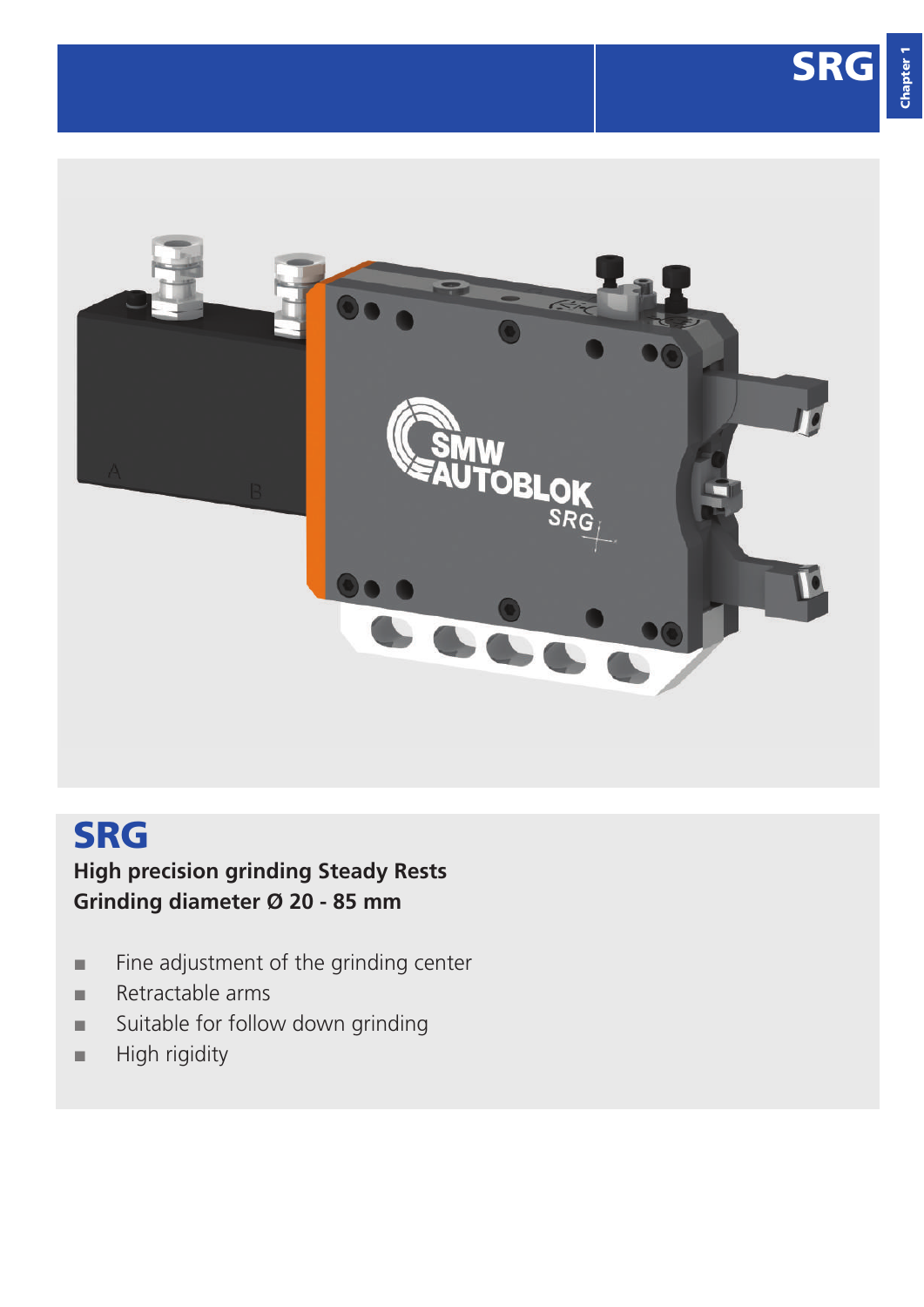# SRG

**High precision grinding Steady Rests**
**Grinding diameter Ø 20 - 85 mm**

- Fine adjustment of the grinding center
- Retractable arms
- Suitable for follow down grinding
- High rigidity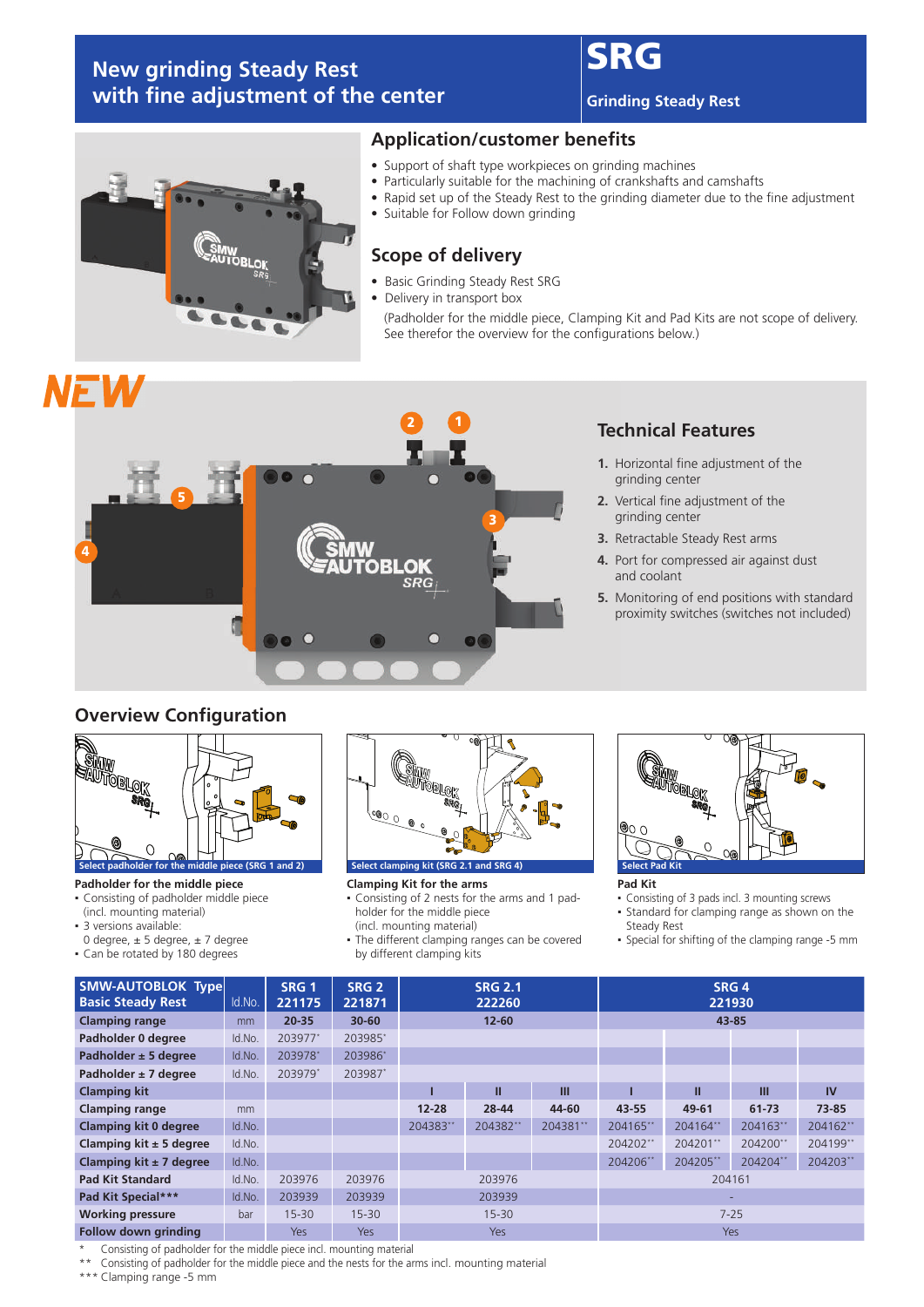# New grinding Steady Rest with fine adjustment of the center

## SRG

**Grinding Steady Rest**

## Application/customer benefits

- Support of shaft type workpieces on grinding machines
- Particularly suitable for the machining of crankshafts and camshafts
- Rapid set up of the Steady Rest to the grinding diameter due to the fine adjustment
- Suitable for Follow down grinding

## Scope of delivery

- Basic Grinding Steady Rest SRG
- Delivery in transport box

(Padholder for the middle piece, Clamping Kit and Pad Kits are not scope of delivery. See therefor the overview for the configurations below.)

NEW

## Technical Features

1. Horizontal fine adjustment of the grinding center
2. Vertical fine adjustment of the grinding center
3. Retractable Steady Rest arms
4. Port for compressed air against dust and coolant
5. Monitoring of end positions with standard proximity switches (switches not included)

## Overview Configuration

Select padholder for the middle piece (SRG 1 and 2)

**Padholder for the middle piece**
- Consisting of padholder middle piece (incl. mounting material)
- 3 versions available: 0 degree, ± 5 degree, ± 7 degree
- Can be rotated by 180 degrees

Select clamping kit (SRG 2.1 and SRG 4)

**Clamping Kit for the arms**
- Consisting of 2 nests for the arms and 1 padholder for the middle piece (incl. mounting material)
- The different clamping ranges can be covered by different clamping kits

Select Pad Kit

**Pad Kit**
- Consisting of 3 pads incl. 3 mounting screws
- Standard for clamping range as shown on the Steady Rest
- Special for shifting of the clamping range -5 mm

| SMW-AUTOBLOK Type Basic Steady Rest | Id.No. | SRG 1 221175 | SRG 2 221871 | SRG 2.1 222260 | | | SRG 4 221930 | | | |
|---|---|---|---|---|---|---|---|---|---|---|
| Clamping range | mm | 20-35 | 30-60 | 12-60 | | | 43-85 | | | |
| Padholder 0 degree | Id.No. | 203977* | 203985* | | | | | | | |
| Padholder ± 5 degree | Id.No. | 203978* | 203986* | | | | | | | |
| Padholder ± 7 degree | Id.No. | 203979* | 203987* | | | | | | | |
| Clamping kit | | | | I | II | III | I | II | III | IV |
| Clamping range | mm | | | 12-28 | 28-44 | 44-60 | 43-55 | 49-61 | 61-73 | 73-85 |
| Clamping kit 0 degree | Id.No. | | | 204383** | 204382** | 204381** | 204165** | 204164** | 204163** | 204162** |
| Clamping kit ± 5 degree | Id.No. | | | | | | 204202** | 204201** | 204200** | 204199** |
| Clamping kit ± 7 degree | Id.No. | | | | | | 204206** | 204205** | 204204** | 204203** |
| Pad Kit Standard | Id.No. | 203976 | 203976 | 203976 | | | 204161 | | | |
| Pad Kit Special*** | Id.No. | 203939 | 203939 | 203939 | | | - | | | |
| Working pressure | bar | 15-30 | 15-30 | 15-30 | | | 7-25 | | | |
| Follow down grinding | | Yes | Yes | Yes | | | Yes | | | |

\* Consisting of padholder for the middle piece incl. mounting material
** Consisting of padholder for the middle piece and the nests for the arms incl. mounting material
*** Clamping range -5 mm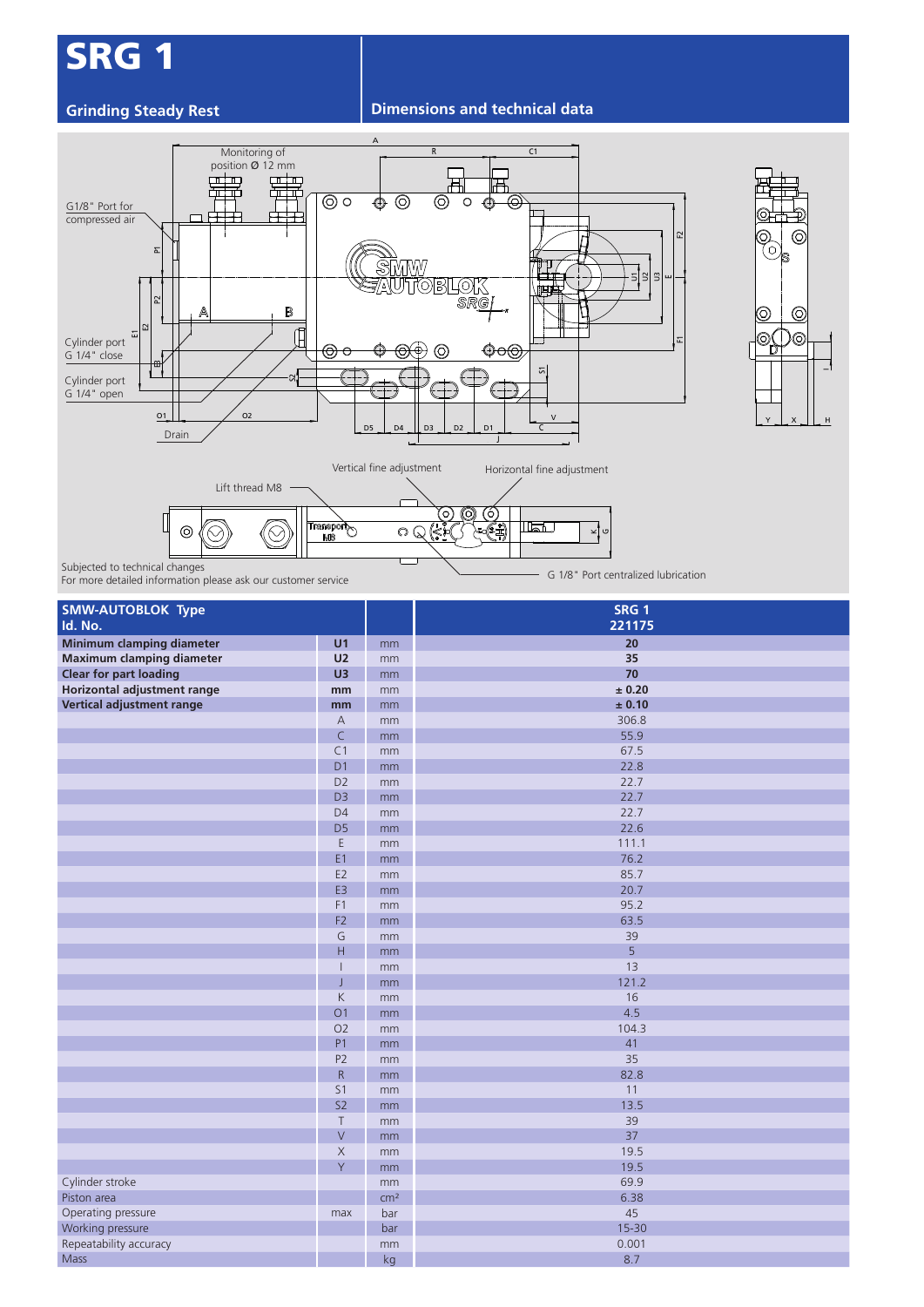# SRG 1

## Grinding Steady Rest

## Dimensions and technical data

Monitoring of position Ø 12 mm

G1/8" Port for compressed air

Cylinder port G 1/4" close

Cylinder port G 1/4" open

Drain

Vertical fine adjustment

Horizontal fine adjustment

Lift thread M8

G 1/8" Port centralized lubrication

Subjected to technical changes
For more detailed information please ask our customer service

| SMW-AUTOBLOK Type Id. No. | | | SRG 1 221175 |
|---|---|---|---|
| **Minimum clamping diameter** | **U1** | mm | **20** |
| **Maximum clamping diameter** | **U2** | mm | **35** |
| **Clear for part loading** | **U3** | mm | **70** |
| **Horizontal adjustment range** | **mm** | mm | **± 0.20** |
| **Vertical adjustment range** | **mm** | mm | **± 0.10** |
| | A | mm | 306.8 |
| | C | mm | 55.9 |
| | C1 | mm | 67.5 |
| | D1 | mm | 22.8 |
| | D2 | mm | 22.7 |
| | D3 | mm | 22.7 |
| | D4 | mm | 22.7 |
| | D5 | mm | 22.6 |
| | E | mm | 111.1 |
| | E1 | mm | 76.2 |
| | E2 | mm | 85.7 |
| | E3 | mm | 20.7 |
| | F1 | mm | 95.2 |
| | F2 | mm | 63.5 |
| | G | mm | 39 |
| | H | mm | 5 |
| | I | mm | 13 |
| | J | mm | 121.2 |
| | K | mm | 16 |
| | O1 | mm | 4.5 |
| | O2 | mm | 104.3 |
| | P1 | mm | 41 |
| | P2 | mm | 35 |
| | R | mm | 82.8 |
| | S1 | mm | 11 |
| | S2 | mm | 13.5 |
| | T | mm | 39 |
| | V | mm | 37 |
| | X | mm | 19.5 |
| | Y | mm | 19.5 |
| Cylinder stroke | | mm | 69.9 |
| Piston area | | cm² | 6.38 |
| Operating pressure | max | bar | 45 |
| Working pressure | | bar | 15-30 |
| Repeatability accuracy | | mm | 0.001 |
| Mass | | kg | 8.7 |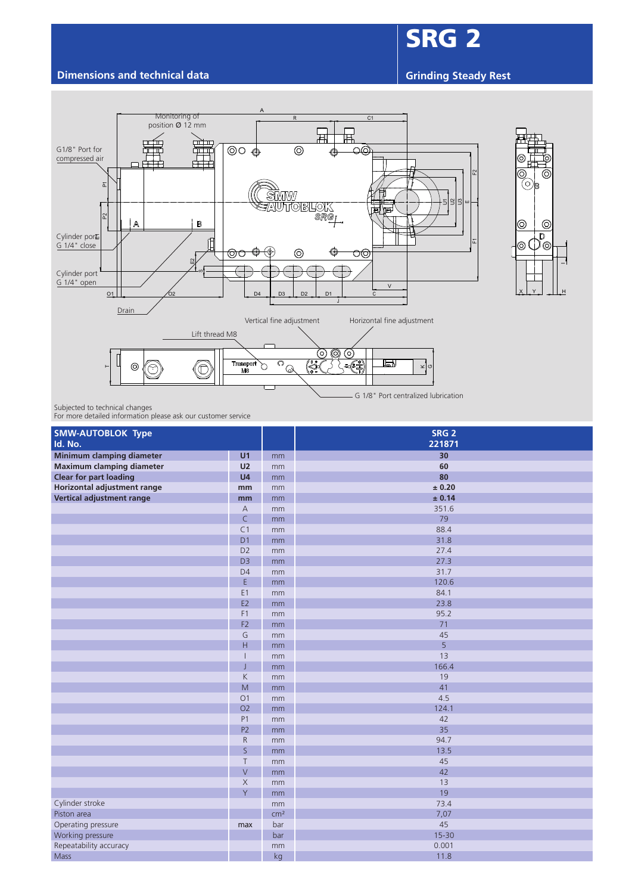# SRG 2

## Dimensions and technical data

## Grinding Steady Rest

Monitoring of position Ø 12 mm

G1/8" Port for compressed air

Cylinder port G 1/4" close

Cylinder port G 1/4" open

Drain

Vertical fine adjustment

Horizontal fine adjustment

Lift thread M8

G 1/8" Port centralized lubrication

Subjected to technical changes
For more detailed information please ask our customer service

| SMW-AUTOBLOK Type<br>Id. No. | | | SRG 2<br>221871 |
|---|---|---|---|
| **Minimum clamping diameter** | **U1** | mm | **30** |
| **Maximum clamping diameter** | **U2** | mm | **60** |
| **Clear for part loading** | **U4** | mm | **80** |
| **Horizontal adjustment range** | **mm** | mm | **± 0.20** |
| **Vertical adjustment range** | **mm** | mm | **± 0.14** |
| | A | mm | 351.6 |
| | C | mm | 79 |
| | C1 | mm | 88.4 |
| | D1 | mm | 31.8 |
| | D2 | mm | 27.4 |
| | D3 | mm | 27.3 |
| | D4 | mm | 31.7 |
| | E | mm | 120.6 |
| | E1 | mm | 84.1 |
| | E2 | mm | 23.8 |
| | F1 | mm | 95.2 |
| | F2 | mm | 71 |
| | G | mm | 45 |
| | H | mm | 5 |
| | I | mm | 13 |
| | J | mm | 166.4 |
| | K | mm | 19 |
| | M | mm | 41 |
| | O1 | mm | 4.5 |
| | O2 | mm | 124.1 |
| | P1 | mm | 42 |
| | P2 | mm | 35 |
| | R | mm | 94.7 |
| | S | mm | 13.5 |
| | T | mm | 45 |
| | V | mm | 42 |
| | X | mm | 13 |
| | Y | mm | 19 |
| Cylinder stroke | | mm | 73.4 |
| Piston area | | $cm^2$ | 7,07 |
| Operating pressure | max | bar | 45 |
| Working pressure | | bar | 15-30 |
| Repeatability accuracy | | mm | 0.001 |
| Mass | | kg | 11.8 |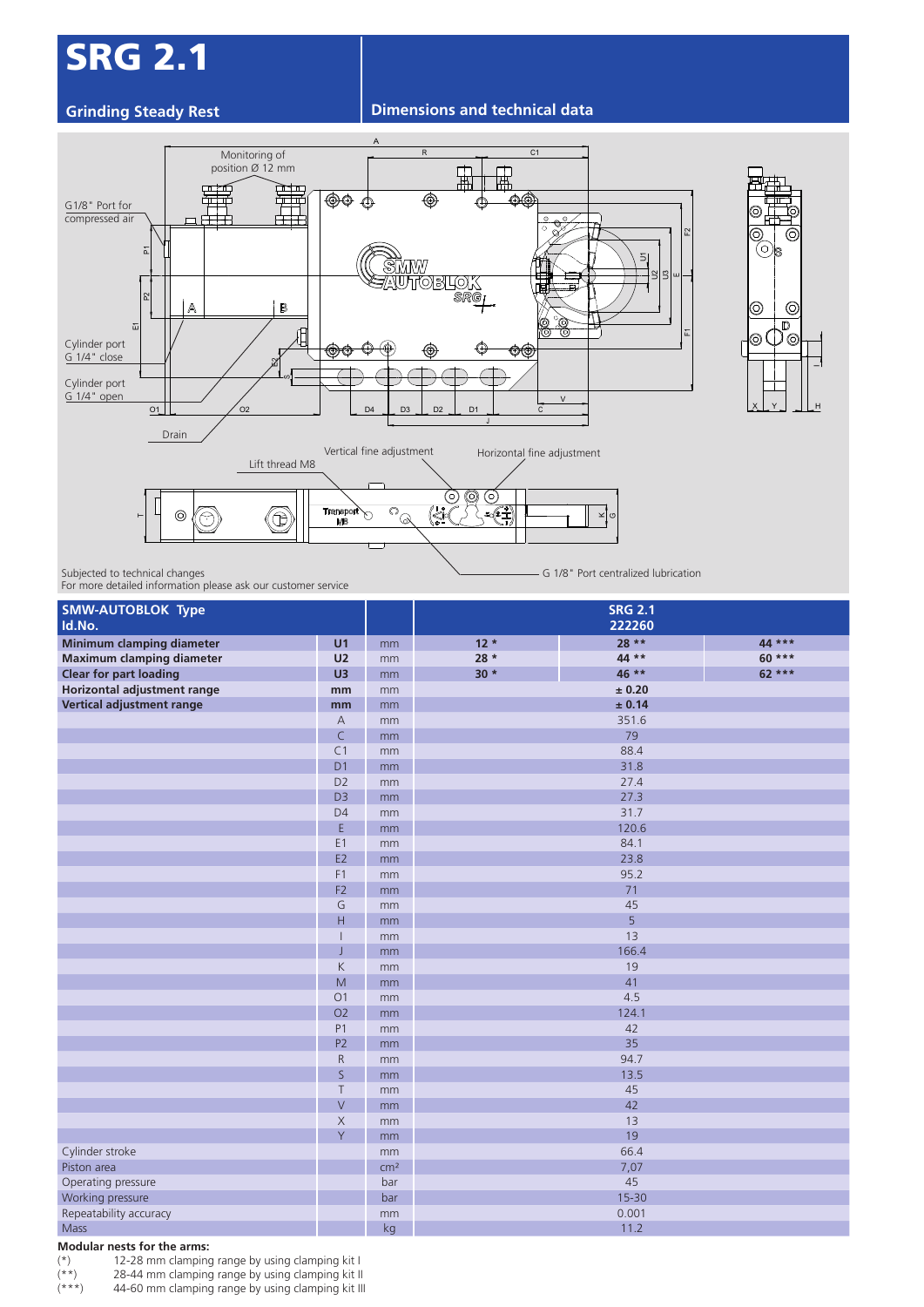# SRG 2.1

## Grinding Steady Rest

## Dimensions and technical data

Monitoring of position Ø 12 mm

G1/8" Port for compressed air

Cylinder port G 1/4" close

Cylinder port G 1/4" open

Drain

Lift thread M8

Vertical fine adjustment

Horizontal fine adjustment

G 1/8" Port centralized lubrication

Subjected to technical changes
For more detailed information please ask our customer service

| SMW-AUTOBLOK Type Id.No. | | | SRG 2.1 222260 | | |
|---|---|---|---|---|---|
| **Minimum clamping diameter** | **U1** | mm | **12 *** | **28 **** | **44 ***** |
| **Maximum clamping diameter** | **U2** | mm | **28 *** | **44 **** | **60 ***** |
| **Clear for part loading** | **U3** | mm | **30 *** | **46 **** | **62 ***** |
| **Horizontal adjustment range** | **mm** | mm | **± 0.20** | | |
| **Vertical adjustment range** | **mm** | mm | **± 0.14** | | |
| | A | mm | 351.6 | | |
| | C | mm | 79 | | |
| | C1 | mm | 88.4 | | |
| | D1 | mm | 31.8 | | |
| | D2 | mm | 27.4 | | |
| | D3 | mm | 27.3 | | |
| | D4 | mm | 31.7 | | |
| | E | mm | 120.6 | | |
| | E1 | mm | 84.1 | | |
| | E2 | mm | 23.8 | | |
| | F1 | mm | 95.2 | | |
| | F2 | mm | 71 | | |
| | G | mm | 45 | | |
| | H | mm | 5 | | |
| | I | mm | 13 | | |
| | J | mm | 166.4 | | |
| | K | mm | 19 | | |
| | M | mm | 41 | | |
| | O1 | mm | 4.5 | | |
| | O2 | mm | 124.1 | | |
| | P1 | mm | 42 | | |
| | P2 | mm | 35 | | |
| | R | mm | 94.7 | | |
| | S | mm | 13.5 | | |
| | T | mm | 45 | | |
| | V | mm | 42 | | |
| | X | mm | 13 | | |
| | Y | mm | 19 | | |
| Cylinder stroke | | mm | 66.4 | | |
| Piston area | | cm² | 7,07 | | |
| Operating pressure | | bar | 45 | | |
| Working pressure | | bar | 15-30 | | |
| Repeatability accuracy | | mm | 0.001 | | |
| Mass | | kg | 11.2 | | |

**Modular nests for the arms:**

(*) 12-28 mm clamping range by using clamping kit I
(**) 28-44 mm clamping range by using clamping kit II
(***) 44-60 mm clamping range by using clamping kit III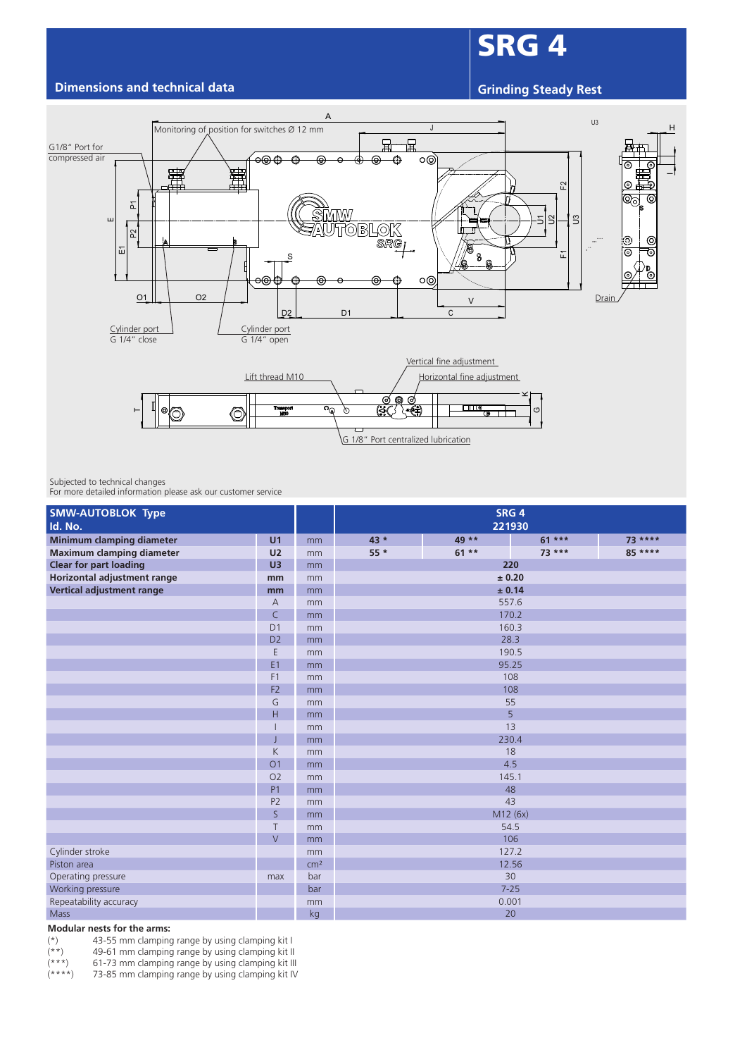# SRG 4

## Dimensions and technical data

## Grinding Steady Rest

A
Monitoring of position for switches Ø 12 mm
J
U3
H
G1/8" Port for compressed air
P1
E
P2
E1
F2
U1
U2
U3
F1
S
O1
O2
D2
D1
C
V
Drain
Cylinder port G 1/4" close
Cylinder port G 1/4" open
Vertical fine adjustment
Horizontal fine adjustment
Lift thread M10
T
K
G
G 1/8" Port centralized lubrication

Subjected to technical changes
For more detailed information please ask our customer service

| SMW-AUTOBLOK Type<br>Id. No. | | | SRG 4<br>221930 | | | |
|---|---|---|---|---|---|---|
| **Minimum clamping diameter** | **U1** | mm | **43 *** | **49 **** | **61 ***** | **73 ******** |
| **Maximum clamping diameter** | **U2** | mm | **55 *** | **61 **** | **73 ***** | **85 ******** |
| **Clear for part loading** | **U3** | mm | **220** | | | |
| **Horizontal adjustment range** | **mm** | mm | **± 0.20** | | | |
| **Vertical adjustment range** | **mm** | mm | **± 0.14** | | | |
| | A | mm | 557.6 | | | |
| | C | mm | 170.2 | | | |
| | D1 | mm | 160.3 | | | |
| | D2 | mm | 28.3 | | | |
| | E | mm | 190.5 | | | |
| | E1 | mm | 95.25 | | | |
| | F1 | mm | 108 | | | |
| | F2 | mm | 108 | | | |
| | G | mm | 55 | | | |
| | H | mm | 5 | | | |
| | I | mm | 13 | | | |
| | J | mm | 230.4 | | | |
| | K | mm | 18 | | | |
| | O1 | mm | 4.5 | | | |
| | O2 | mm | 145.1 | | | |
| | P1 | mm | 48 | | | |
| | P2 | mm | 43 | | | |
| | S | mm | M12 (6x) | | | |
| | T | mm | 54.5 | | | |
| | V | mm | 106 | | | |
| Cylinder stroke | | mm | 127.2 | | | |
| Piston area | | cm² | 12.56 | | | |
| Operating pressure | max | bar | 30 | | | |
| Working pressure | | bar | 7-25 | | | |
| Repeatability accuracy | | mm | 0.001 | | | |
| Mass | | kg | 20 | | | |

**Modular nests for the arms:**

(*) 43-55 mm clamping range by using clamping kit I
(**) 49-61 mm clamping range by using clamping kit II
(***) 61-73 mm clamping range by using clamping kit III
(****) 73-85 mm clamping range by using clamping kit IV